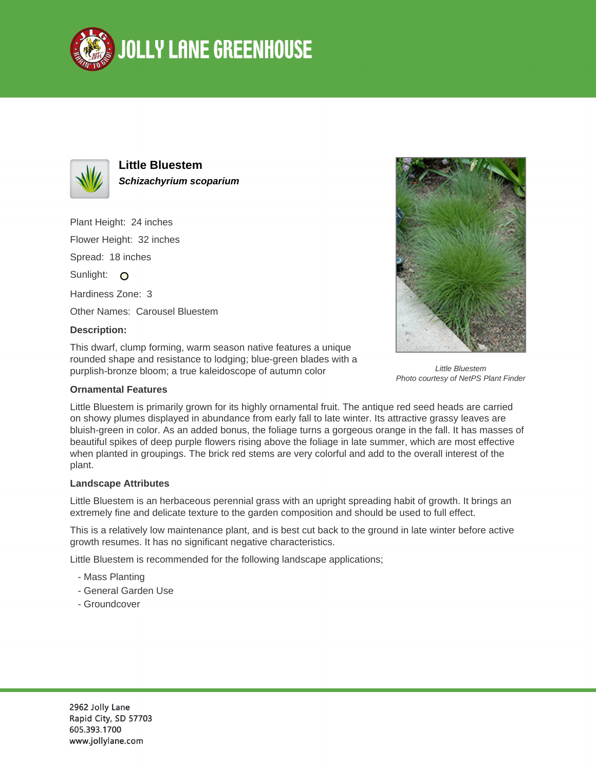# Jolly Lane Greenhouse

## Little Bluestem

***Schizachyrium scoparium***

Plant Height: 24 inches

Flower Height: 32 inches

Spread: 18 inches

Sunlight:

Hardiness Zone: 3

Other Names: Carousel Bluestem

**Description:**

This dwarf, clump forming, warm season native features a unique rounded shape and resistance to lodging; blue-green blades with a purplish-bronze bloom; a true kaleidoscope of autumn color

*Little Bluestem*
*Photo courtesy of NetPS Plant Finder*

### Ornamental Features

Little Bluestem is primarily grown for its highly ornamental fruit. The antique red seed heads are carried on showy plumes displayed in abundance from early fall to late winter. Its attractive grassy leaves are bluish-green in color. As an added bonus, the foliage turns a gorgeous orange in the fall. It has masses of beautiful spikes of deep purple flowers rising above the foliage in late summer, which are most effective when planted in groupings. The brick red stems are very colorful and add to the overall interest of the plant.

### Landscape Attributes

Little Bluestem is an herbaceous perennial grass with an upright spreading habit of growth. It brings an extremely fine and delicate texture to the garden composition and should be used to full effect.

This is a relatively low maintenance plant, and is best cut back to the ground in late winter before active growth resumes. It has no significant negative characteristics.

Little Bluestem is recommended for the following landscape applications;

- Mass Planting
- General Garden Use
- Groundcover

2962 Jolly Lane
Rapid City, SD 57703
605.393.1700
www.jollylane.com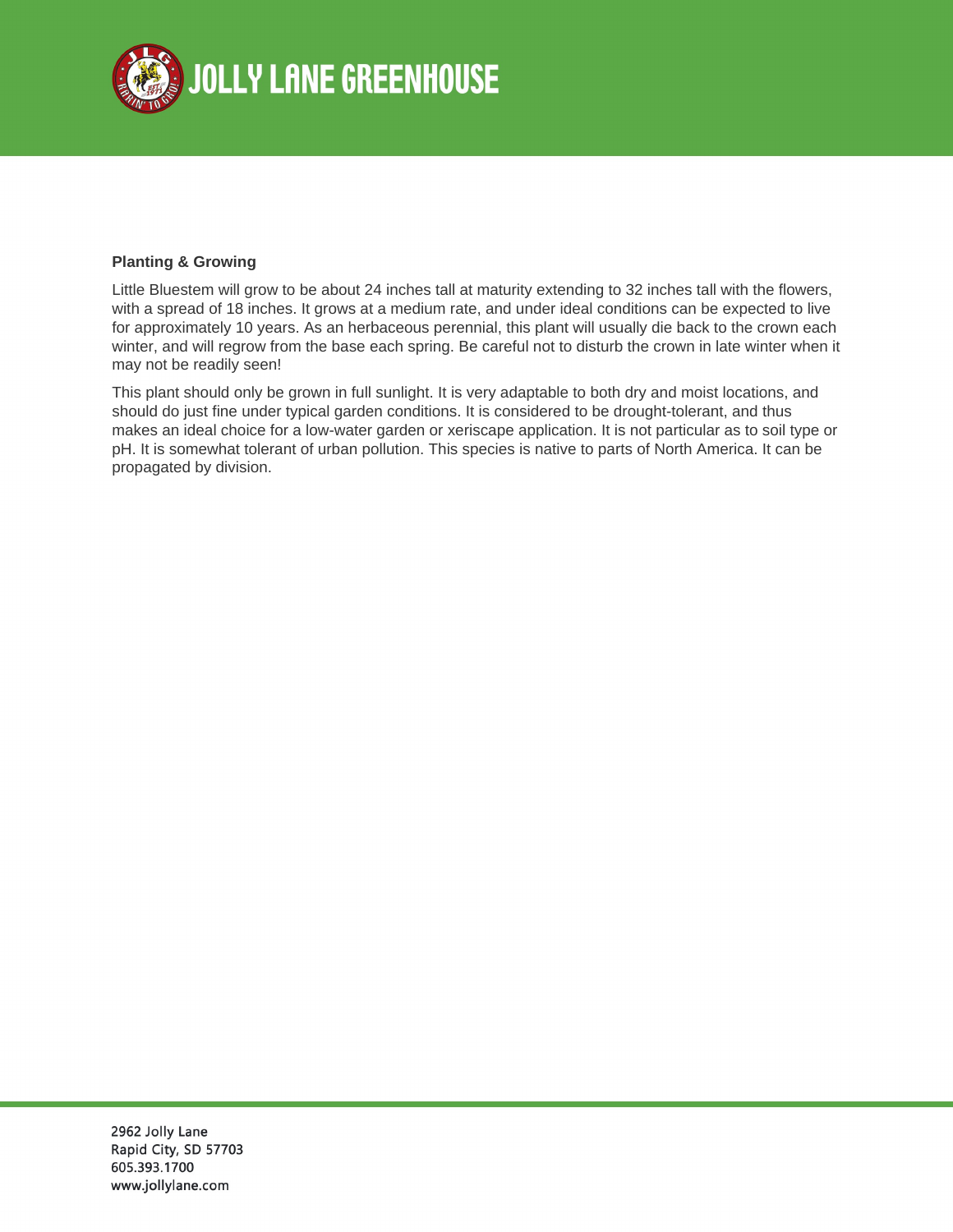### Planting & Growing

Little Bluestem will grow to be about 24 inches tall at maturity extending to 32 inches tall with the flowers, with a spread of 18 inches. It grows at a medium rate, and under ideal conditions can be expected to live for approximately 10 years. As an herbaceous perennial, this plant will usually die back to the crown each winter, and will regrow from the base each spring. Be careful not to disturb the crown in late winter when it may not be readily seen!

This plant should only be grown in full sunlight. It is very adaptable to both dry and moist locations, and should do just fine under typical garden conditions. It is considered to be drought-tolerant, and thus makes an ideal choice for a low-water garden or xeriscape application. It is not particular as to soil type or pH. It is somewhat tolerant of urban pollution. This species is native to parts of North America. It can be propagated by division.